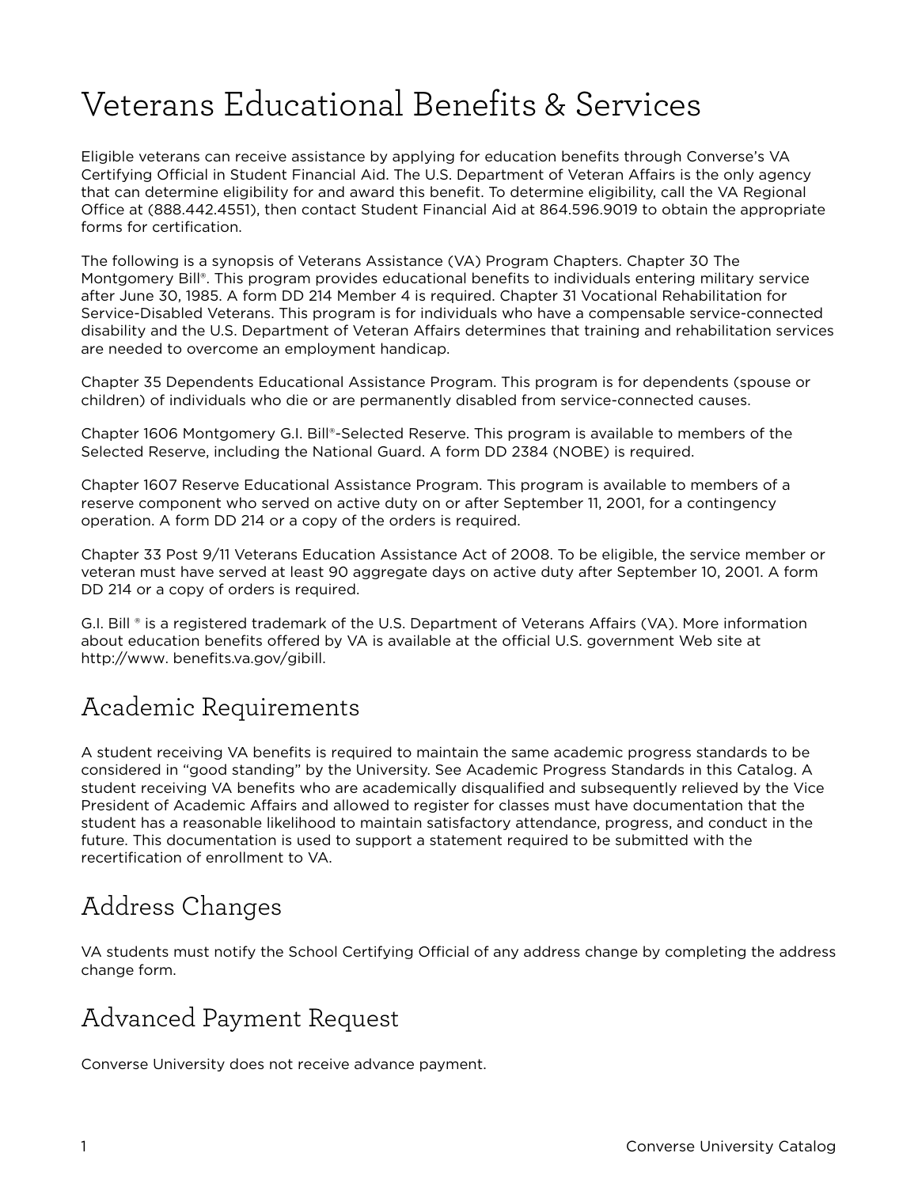# Veterans Educational Benefits & Services

Eligible veterans can receive assistance by applying for education benefits through Converse's VA Certifying Official in Student Financial Aid. The U.S. Department of Veteran Affairs is the only agency that can determine eligibility for and award this benefit. To determine eligibility, call the VA Regional Office at (888.442.4551), then contact Student Financial Aid at 864.596.9019 to obtain the appropriate forms for certification.

The following is a synopsis of Veterans Assistance (VA) Program Chapters. Chapter 30 The Montgomery Bill®. This program provides educational benefits to individuals entering military service after June 30, 1985. A form DD 214 Member 4 is required. Chapter 31 Vocational Rehabilitation for Service-Disabled Veterans. This program is for individuals who have a compensable service-connected disability and the U.S. Department of Veteran Affairs determines that training and rehabilitation services are needed to overcome an employment handicap.

Chapter 35 Dependents Educational Assistance Program. This program is for dependents (spouse or children) of individuals who die or are permanently disabled from service-connected causes.

Chapter 1606 Montgomery G.I. Bill®-Selected Reserve. This program is available to members of the Selected Reserve, including the National Guard. A form DD 2384 (NOBE) is required.

Chapter 1607 Reserve Educational Assistance Program. This program is available to members of a reserve component who served on active duty on or after September 11, 2001, for a contingency operation. A form DD 214 or a copy of the orders is required.

Chapter 33 Post 9/11 Veterans Education Assistance Act of 2008. To be eligible, the service member or veteran must have served at least 90 aggregate days on active duty after September 10, 2001. A form DD 214 or a copy of orders is required.

G.I. Bill ® is a registered trademark of the U.S. Department of Veterans Affairs (VA). More information about education benefits offered by VA is available at the official U.S. government Web site at http://www. benefits.va.gov/gibill.

## Academic Requirements

A student receiving VA benefits is required to maintain the same academic progress standards to be considered in "good standing" by the University. See Academic Progress Standards in this Catalog. A student receiving VA benefits who are academically disqualified and subsequently relieved by the Vice President of Academic Affairs and allowed to register for classes must have documentation that the student has a reasonable likelihood to maintain satisfactory attendance, progress, and conduct in the future. This documentation is used to support a statement required to be submitted with the recertification of enrollment to VA.

## Address Changes

VA students must notify the School Certifying Official of any address change by completing the address change form.

## Advanced Payment Request

Converse University does not receive advance payment.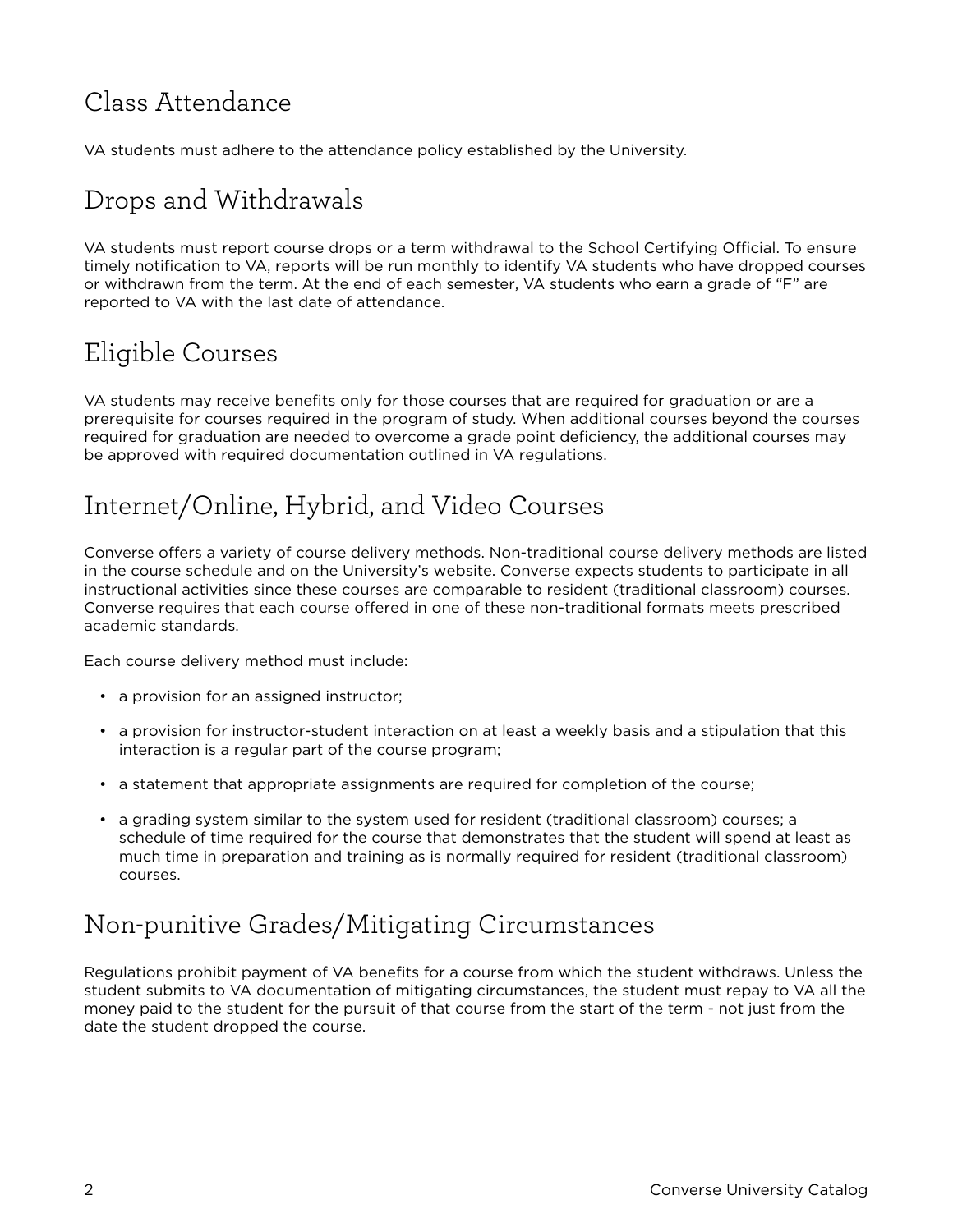## Class Attendance

VA students must adhere to the attendance policy established by the University.

## Drops and Withdrawals

VA students must report course drops or a term withdrawal to the School Certifying Official. To ensure timely notification to VA, reports will be run monthly to identify VA students who have dropped courses or withdrawn from the term. At the end of each semester, VA students who earn a grade of "F" are reported to VA with the last date of attendance.

## Eligible Courses

VA students may receive benefits only for those courses that are required for graduation or are a prerequisite for courses required in the program of study. When additional courses beyond the courses required for graduation are needed to overcome a grade point deficiency, the additional courses may be approved with required documentation outlined in VA regulations.

## Internet/Online, Hybrid, and Video Courses

Converse offers a variety of course delivery methods. Non-traditional course delivery methods are listed in the course schedule and on the University's website. Converse expects students to participate in all instructional activities since these courses are comparable to resident (traditional classroom) courses. Converse requires that each course offered in one of these non-traditional formats meets prescribed academic standards.

Each course delivery method must include:

- a provision for an assigned instructor;
- a provision for instructor-student interaction on at least a weekly basis and a stipulation that this interaction is a regular part of the course program;
- a statement that appropriate assignments are required for completion of the course;
- a grading system similar to the system used for resident (traditional classroom) courses; a schedule of time required for the course that demonstrates that the student will spend at least as much time in preparation and training as is normally required for resident (traditional classroom) courses.

## Non-punitive Grades/Mitigating Circumstances

Regulations prohibit payment of VA benefits for a course from which the student withdraws. Unless the student submits to VA documentation of mitigating circumstances, the student must repay to VA all the money paid to the student for the pursuit of that course from the start of the term - not just from the date the student dropped the course.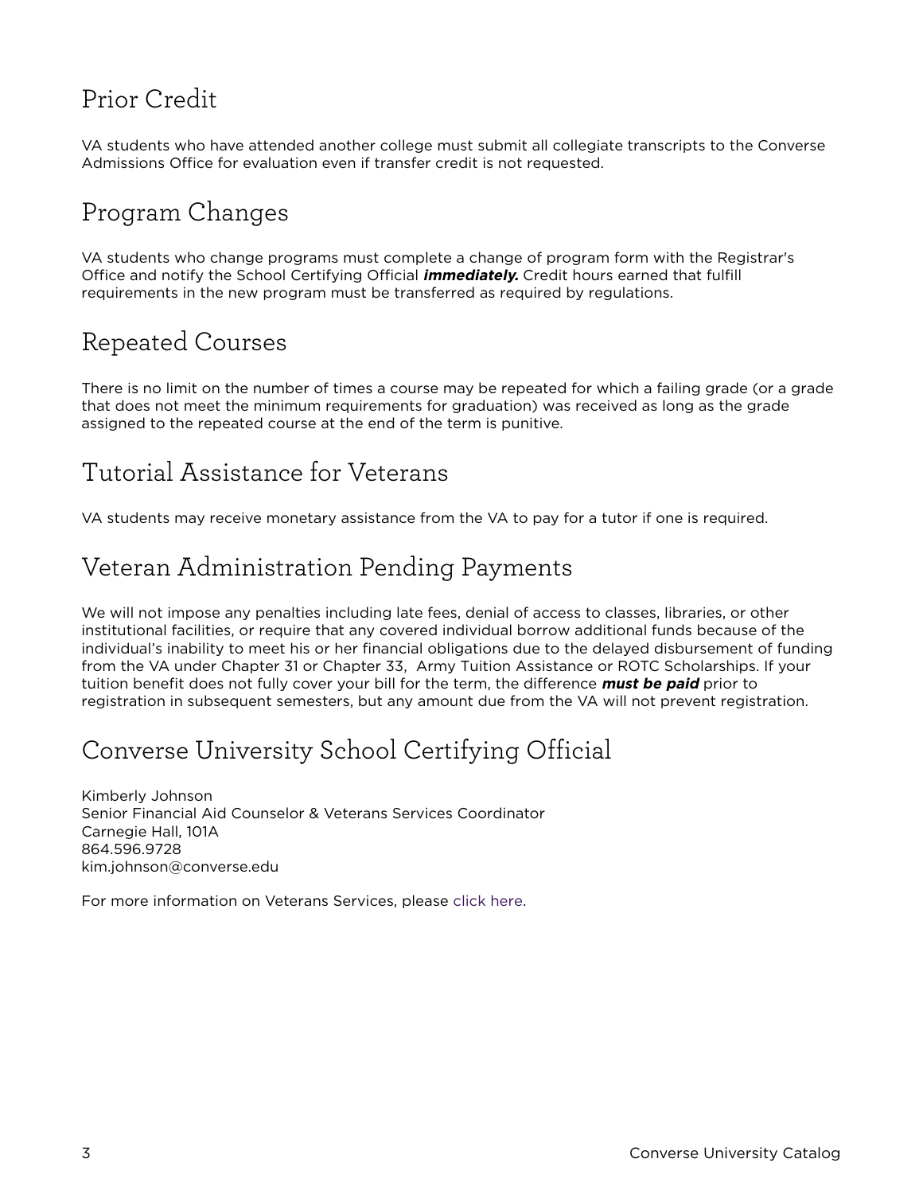## Prior Credit

VA students who have attended another college must submit all collegiate transcripts to the Converse Admissions Office for evaluation even if transfer credit is not requested.

## Program Changes

VA students who change programs must complete a change of program form with the Registrar's Office and notify the School Certifying Official ***immediately.*** Credit hours earned that fulfill requirements in the new program must be transferred as required by regulations.

## Repeated Courses

There is no limit on the number of times a course may be repeated for which a failing grade (or a grade that does not meet the minimum requirements for graduation) was received as long as the grade assigned to the repeated course at the end of the term is punitive.

## Tutorial Assistance for Veterans

VA students may receive monetary assistance from the VA to pay for a tutor if one is required.

## Veteran Administration Pending Payments

We will not impose any penalties including late fees, denial of access to classes, libraries, or other institutional facilities, or require that any covered individual borrow additional funds because of the individual's inability to meet his or her financial obligations due to the delayed disbursement of funding from the VA under Chapter 31 or Chapter 33, Army Tuition Assistance or ROTC Scholarships. If your tuition benefit does not fully cover your bill for the term, the difference ***must be paid*** prior to registration in subsequent semesters, but any amount due from the VA will not prevent registration.

## Converse University School Certifying Official

Kimberly Johnson
Senior Financial Aid Counselor & Veterans Services Coordinator
Carnegie Hall, 101A
864.596.9728
kim.johnson@converse.edu

For more information on Veterans Services, please click here.